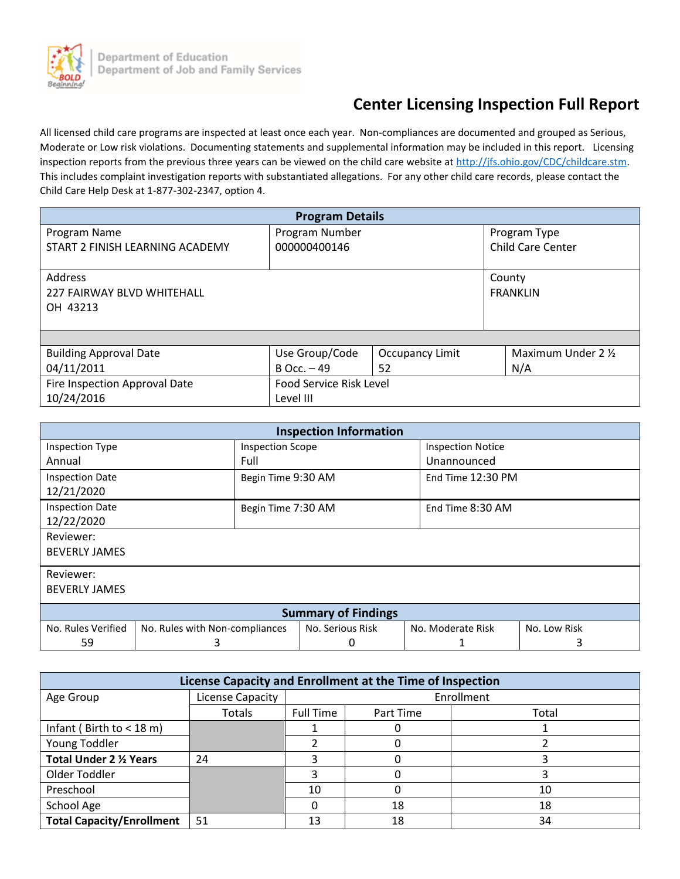Department of Education
Department of Job and Family Services

# Center Licensing Inspection Full Report

All licensed child care programs are inspected at least once each year. Non-compliances are documented and grouped as Serious, Moderate or Low risk violations. Documenting statements and supplemental information may be included in this report. Licensing inspection reports from the previous three years can be viewed on the child care website at http://jfs.ohio.gov/CDC/childcare.stm. This includes complaint investigation reports with substantiated allegations. For any other child care records, please contact the Child Care Help Desk at 1-877-302-2347, option 4.

| Program Details | | | |
|---|---|---|---|
| Program Name<br>START 2 FINISH LEARNING ACADEMY | Program Number<br>000000400146 | | Program Type<br>Child Care Center |
| Address<br>227 FAIRWAY BLVD WHITEHALL<br>OH 43213 | | | County<br>FRANKLIN |
| Building Approval Date<br>04/11/2011 | Use Group/Code<br>B Occ. – 49 | Occupancy Limit<br>52 | Maximum Under 2 ½<br>N/A |
| Fire Inspection Approval Date<br>10/24/2016 | Food Service Risk Level<br>Level III | | |

| Inspection Information | | |
|---|---|---|
| Inspection Type<br>Annual | Inspection Scope<br>Full | Inspection Notice<br>Unannounced |
| Inspection Date<br>12/21/2020 | Begin Time 9:30 AM | End Time 12:30 PM |
| Inspection Date<br>12/22/2020 | Begin Time 7:30 AM | End Time 8:30 AM |
| Reviewer:<br>BEVERLY JAMES | | |
| Reviewer:<br>BEVERLY JAMES | | |

| Summary of Findings | | | | |
|---|---|---|---|---|
| No. Rules Verified | No. Rules with Non-compliances | No. Serious Risk | No. Moderate Risk | No. Low Risk |
| 59 | 3 | 0 | 1 | 3 |

| License Capacity and Enrollment at the Time of Inspection | | | | |
|---|---|---|---|---|
| Age Group | License Capacity | Enrollment | | |
| | Totals | Full Time | Part Time | Total |
| Infant ( Birth to < 18 m) | | 1 | 0 | 1 |
| Young Toddler | | 2 | 0 | 2 |
| **Total Under 2 ½ Years** | 24 | 3 | 0 | 3 |
| Older Toddler | | 3 | 0 | 3 |
| Preschool | | 10 | 0 | 10 |
| School Age | | 0 | 18 | 18 |
| **Total Capacity/Enrollment** | 51 | 13 | 18 | 34 |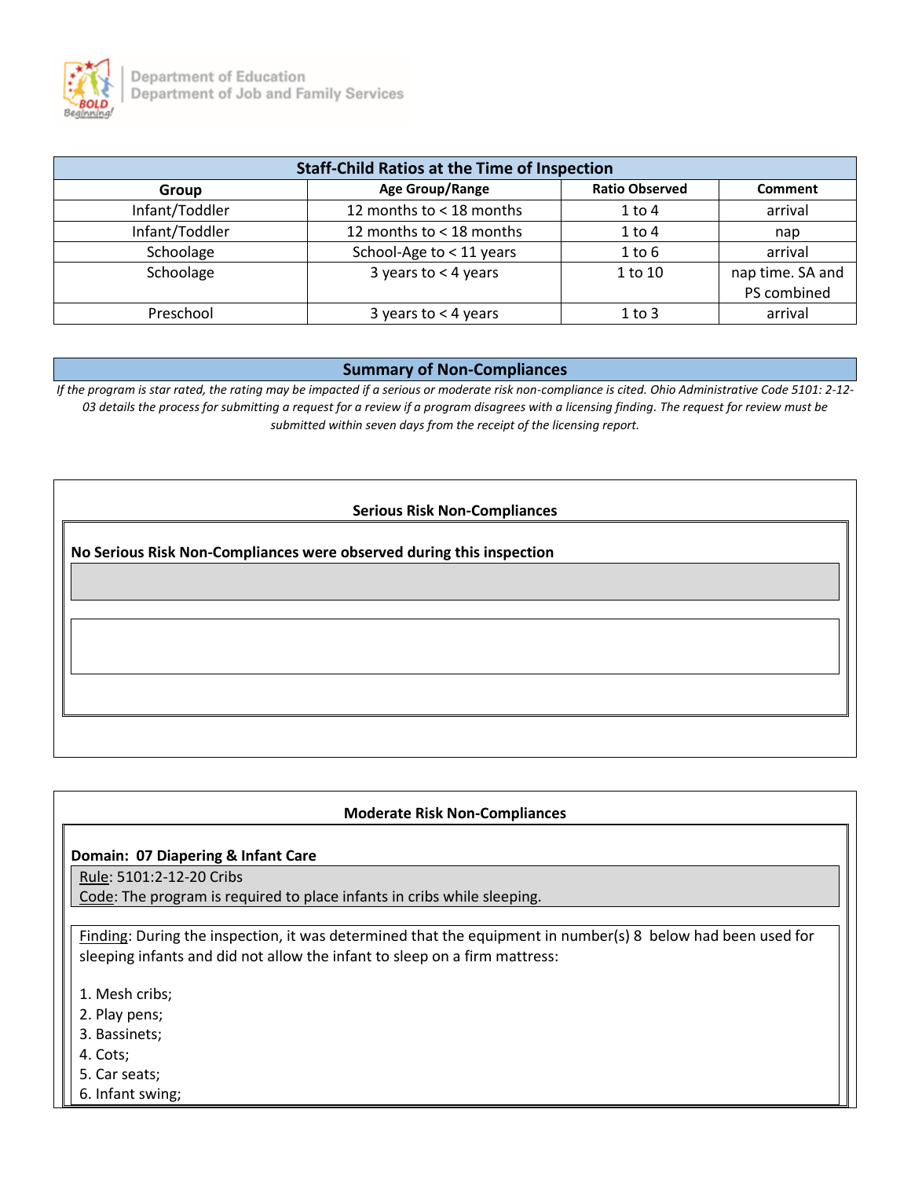## Staff-Child Ratios at the Time of Inspection

| Group | Age Group/Range | Ratio Observed | Comment |
|---|---|---|---|
| Infant/Toddler | 12 months to < 18 months | 1 to 4 | arrival |
| Infant/Toddler | 12 months to < 18 months | 1 to 4 | nap |
| Schoolage | School-Age to < 11 years | 1 to 6 | arrival |
| Schoolage | 3 years to < 4 years | 1 to 10 | nap time. SA and PS combined |
| Preschool | 3 years to < 4 years | 1 to 3 | arrival |

## Summary of Non-Compliances

*If the program is star rated, the rating may be impacted if a serious or moderate risk non-compliance is cited. Ohio Administrative Code 5101: 2-12-03 details the process for submitting a request for a review if a program disagrees with a licensing finding. The request for review must be submitted within seven days from the receipt of the licensing report.*

### Serious Risk Non-Compliances

**No Serious Risk Non-Compliances were observed during this inspection**

### Moderate Risk Non-Compliances

**Domain: 07 Diapering & Infant Care**

Rule: 5101:2-12-20 Cribs

Code: The program is required to place infants in cribs while sleeping.

Finding: During the inspection, it was determined that the equipment in number(s) 8 below had been used for sleeping infants and did not allow the infant to sleep on a firm mattress:

1. Mesh cribs;
2. Play pens;
3. Bassinets;
4. Cots;
5. Car seats;
6. Infant swing;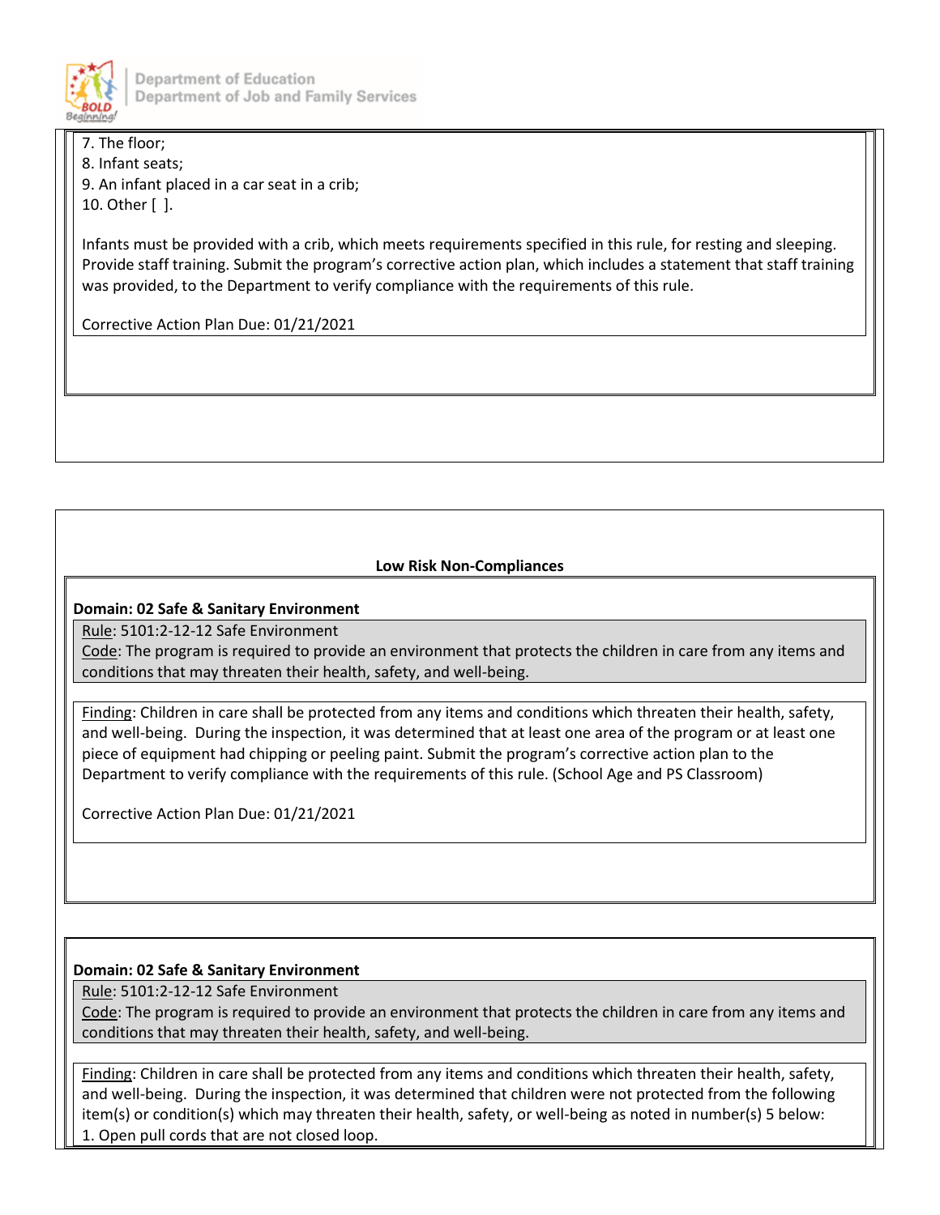7. The floor;
8. Infant seats;
9. An infant placed in a car seat in a crib;
10. Other [ ].

Infants must be provided with a crib, which meets requirements specified in this rule, for resting and sleeping. Provide staff training. Submit the program's corrective action plan, which includes a statement that staff training was provided, to the Department to verify compliance with the requirements of this rule.

Corrective Action Plan Due: 01/21/2021

## Low Risk Non-Compliances

**Domain: 02 Safe & Sanitary Environment**

Rule: 5101:2-12-12 Safe Environment

Code: The program is required to provide an environment that protects the children in care from any items and conditions that may threaten their health, safety, and well-being.

Finding: Children in care shall be protected from any items and conditions which threaten their health, safety, and well-being. During the inspection, it was determined that at least one area of the program or at least one piece of equipment had chipping or peeling paint. Submit the program's corrective action plan to the Department to verify compliance with the requirements of this rule. (School Age and PS Classroom)

Corrective Action Plan Due: 01/21/2021

**Domain: 02 Safe & Sanitary Environment**

Rule: 5101:2-12-12 Safe Environment

Code: The program is required to provide an environment that protects the children in care from any items and conditions that may threaten their health, safety, and well-being.

Finding: Children in care shall be protected from any items and conditions which threaten their health, safety, and well-being. During the inspection, it was determined that children were not protected from the following item(s) or condition(s) which may threaten their health, safety, or well-being as noted in number(s) 5 below:
1. Open pull cords that are not closed loop.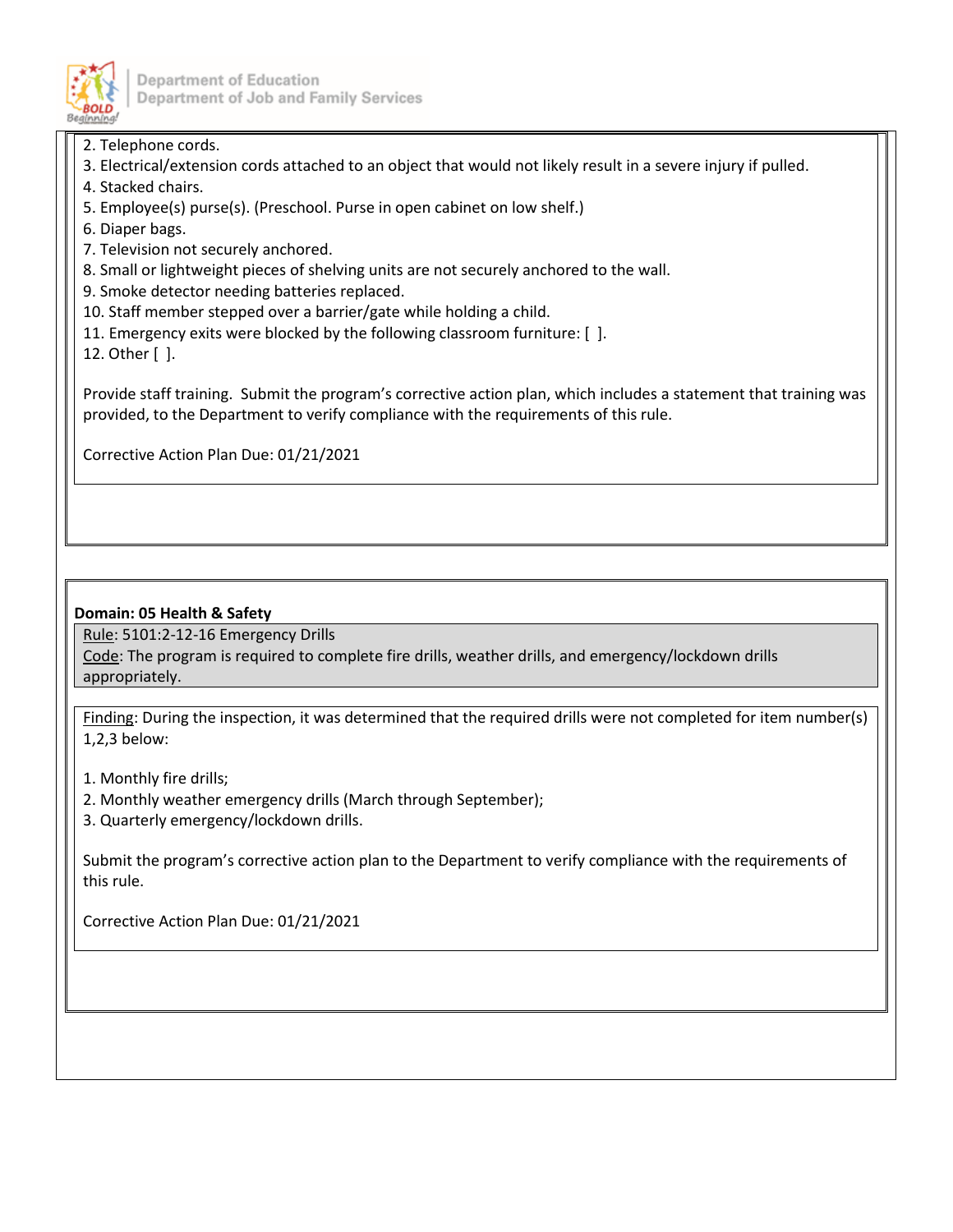2. Telephone cords.
3. Electrical/extension cords attached to an object that would not likely result in a severe injury if pulled.
4. Stacked chairs.
5. Employee(s) purse(s). (Preschool. Purse in open cabinet on low shelf.)
6. Diaper bags.
7. Television not securely anchored.
8. Small or lightweight pieces of shelving units are not securely anchored to the wall.
9. Smoke detector needing batteries replaced.
10. Staff member stepped over a barrier/gate while holding a child.
11. Emergency exits were blocked by the following classroom furniture: [ ].
12. Other [ ].

Provide staff training. Submit the program's corrective action plan, which includes a statement that training was provided, to the Department to verify compliance with the requirements of this rule.

Corrective Action Plan Due: 01/21/2021

**Domain: 05 Health & Safety**

Rule: 5101:2-12-16 Emergency Drills

Code: The program is required to complete fire drills, weather drills, and emergency/lockdown drills appropriately.

Finding: During the inspection, it was determined that the required drills were not completed for item number(s) 1,2,3 below:

1. Monthly fire drills;
2. Monthly weather emergency drills (March through September);
3. Quarterly emergency/lockdown drills.

Submit the program's corrective action plan to the Department to verify compliance with the requirements of this rule.

Corrective Action Plan Due: 01/21/2021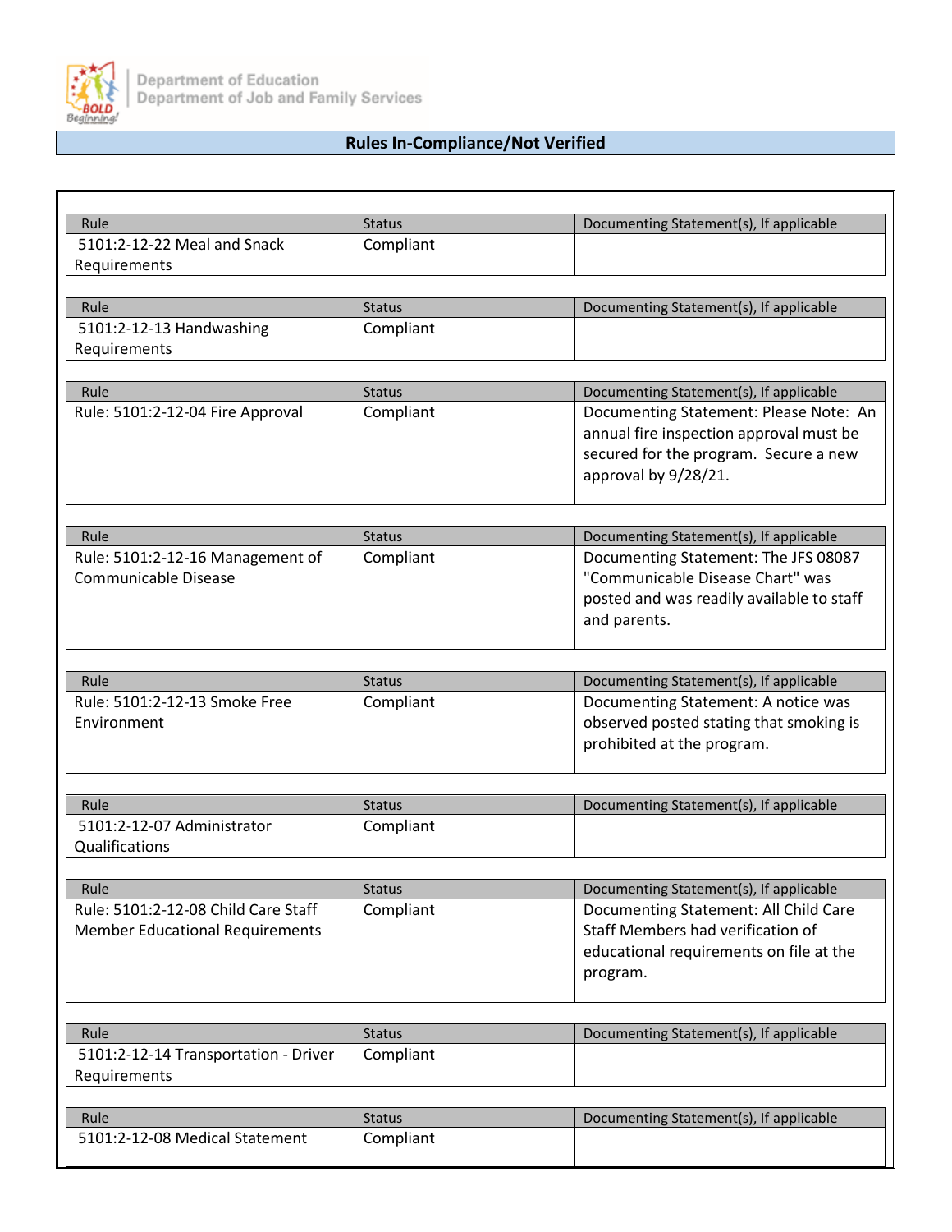## Rules In-Compliance/Not Verified

| Rule | Status | Documenting Statement(s), If applicable |
|---|---|---|
| 5101:2-12-22 Meal and Snack Requirements | Compliant | |

| Rule | Status | Documenting Statement(s), If applicable |
|---|---|---|
| 5101:2-12-13 Handwashing Requirements | Compliant | |

| Rule | Status | Documenting Statement(s), If applicable |
|---|---|---|
| Rule: 5101:2-12-04 Fire Approval | Compliant | Documenting Statement: Please Note: An annual fire inspection approval must be secured for the program. Secure a new approval by 9/28/21. |

| Rule | Status | Documenting Statement(s), If applicable |
|---|---|---|
| Rule: 5101:2-12-16 Management of Communicable Disease | Compliant | Documenting Statement: The JFS 08087 "Communicable Disease Chart" was posted and was readily available to staff and parents. |

| Rule | Status | Documenting Statement(s), If applicable |
|---|---|---|
| Rule: 5101:2-12-13 Smoke Free Environment | Compliant | Documenting Statement: A notice was observed posted stating that smoking is prohibited at the program. |

| Rule | Status | Documenting Statement(s), If applicable |
|---|---|---|
| 5101:2-12-07 Administrator Qualifications | Compliant | |

| Rule | Status | Documenting Statement(s), If applicable |
|---|---|---|
| Rule: 5101:2-12-08 Child Care Staff Member Educational Requirements | Compliant | Documenting Statement: All Child Care Staff Members had verification of educational requirements on file at the program. |

| Rule | Status | Documenting Statement(s), If applicable |
|---|---|---|
| 5101:2-12-14 Transportation - Driver Requirements | Compliant | |

| Rule | Status | Documenting Statement(s), If applicable |
|---|---|---|
| 5101:2-12-08 Medical Statement | Compliant | |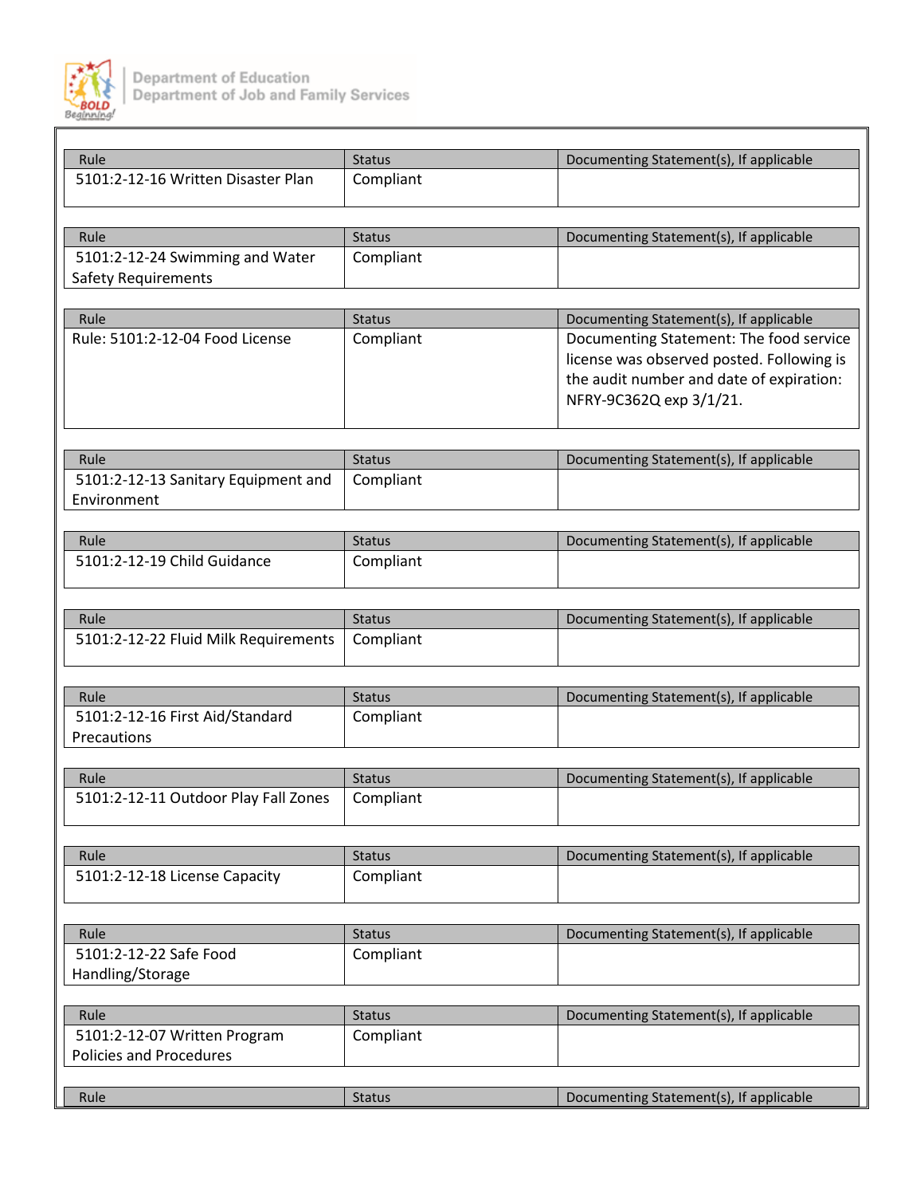| Rule | Status | Documenting Statement(s), If applicable |
|---|---|---|
| 5101:2-12-16 Written Disaster Plan | Compliant | |

| Rule | Status | Documenting Statement(s), If applicable |
|---|---|---|
| 5101:2-12-24 Swimming and Water Safety Requirements | Compliant | |

| Rule | Status | Documenting Statement(s), If applicable |
|---|---|---|
| Rule: 5101:2-12-04 Food License | Compliant | Documenting Statement: The food service license was observed posted. Following is the audit number and date of expiration: NFRY-9C362Q exp 3/1/21. |

| Rule | Status | Documenting Statement(s), If applicable |
|---|---|---|
| 5101:2-12-13 Sanitary Equipment and Environment | Compliant | |

| Rule | Status | Documenting Statement(s), If applicable |
|---|---|---|
| 5101:2-12-19 Child Guidance | Compliant | |

| Rule | Status | Documenting Statement(s), If applicable |
|---|---|---|
| 5101:2-12-22 Fluid Milk Requirements | Compliant | |

| Rule | Status | Documenting Statement(s), If applicable |
|---|---|---|
| 5101:2-12-16 First Aid/Standard Precautions | Compliant | |

| Rule | Status | Documenting Statement(s), If applicable |
|---|---|---|
| 5101:2-12-11 Outdoor Play Fall Zones | Compliant | |

| Rule | Status | Documenting Statement(s), If applicable |
|---|---|---|
| 5101:2-12-18 License Capacity | Compliant | |

| Rule | Status | Documenting Statement(s), If applicable |
|---|---|---|
| 5101:2-12-22 Safe Food Handling/Storage | Compliant | |

| Rule | Status | Documenting Statement(s), If applicable |
|---|---|---|
| 5101:2-12-07 Written Program Policies and Procedures | Compliant | |

| Rule | Status | Documenting Statement(s), If applicable |
|---|---|---|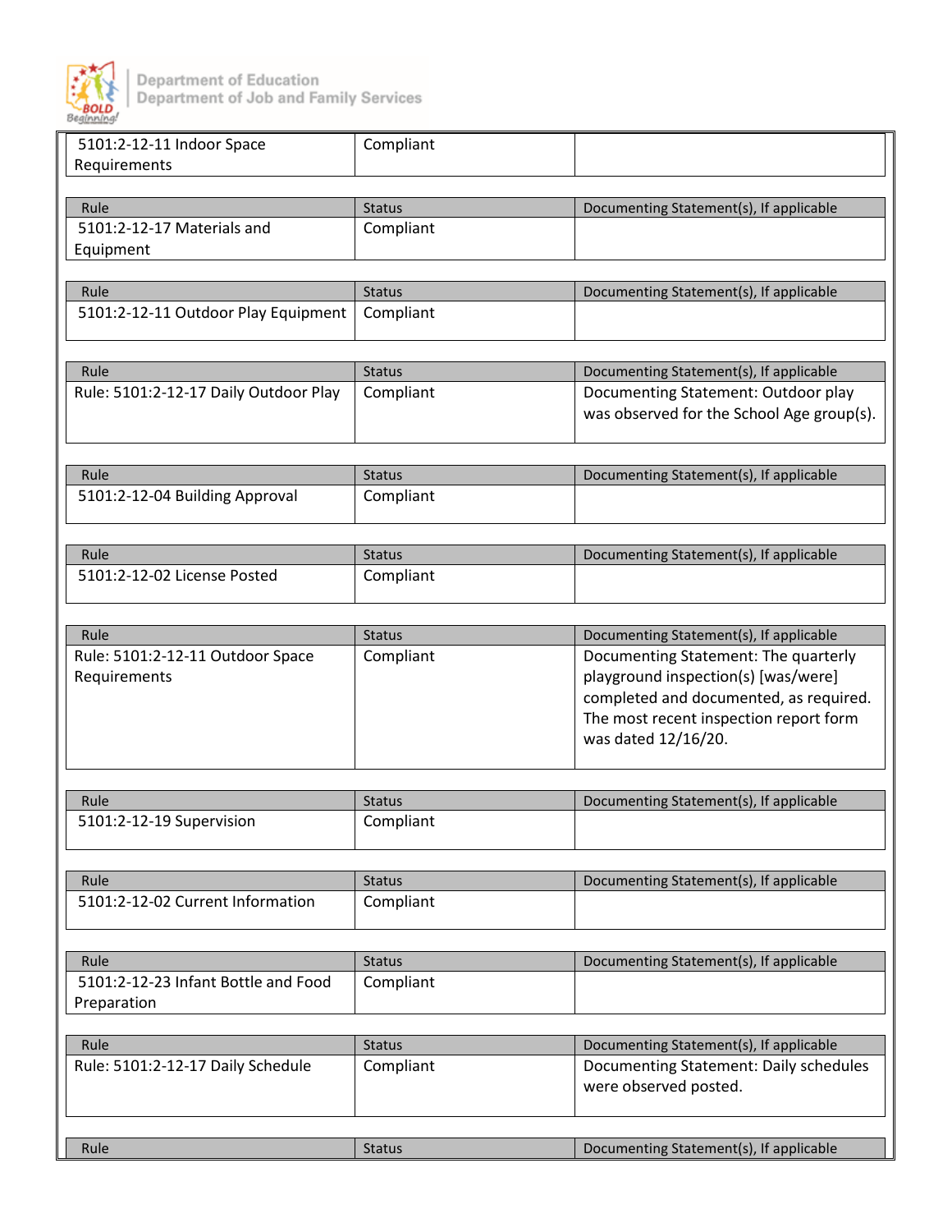| Rule | Status | Documenting Statement(s), If applicable |
|---|---|---|
| 5101:2-12-11 Indoor Space Requirements | Compliant | |

| Rule | Status | Documenting Statement(s), If applicable |
|---|---|---|
| 5101:2-12-17 Materials and Equipment | Compliant | |

| Rule | Status | Documenting Statement(s), If applicable |
|---|---|---|
| 5101:2-12-11 Outdoor Play Equipment | Compliant | |

| Rule | Status | Documenting Statement(s), If applicable |
|---|---|---|
| Rule: 5101:2-12-17 Daily Outdoor Play | Compliant | Documenting Statement: Outdoor play was observed for the School Age group(s). |

| Rule | Status | Documenting Statement(s), If applicable |
|---|---|---|
| 5101:2-12-04 Building Approval | Compliant | |

| Rule | Status | Documenting Statement(s), If applicable |
|---|---|---|
| 5101:2-12-02 License Posted | Compliant | |

| Rule | Status | Documenting Statement(s), If applicable |
|---|---|---|
| Rule: 5101:2-12-11 Outdoor Space Requirements | Compliant | Documenting Statement: The quarterly playground inspection(s) [was/were] completed and documented, as required. The most recent inspection report form was dated 12/16/20. |

| Rule | Status | Documenting Statement(s), If applicable |
|---|---|---|
| 5101:2-12-19 Supervision | Compliant | |

| Rule | Status | Documenting Statement(s), If applicable |
|---|---|---|
| 5101:2-12-02 Current Information | Compliant | |

| Rule | Status | Documenting Statement(s), If applicable |
|---|---|---|
| 5101:2-12-23 Infant Bottle and Food Preparation | Compliant | |

| Rule | Status | Documenting Statement(s), If applicable |
|---|---|---|
| Rule: 5101:2-12-17 Daily Schedule | Compliant | Documenting Statement: Daily schedules were observed posted. |

| Rule | Status | Documenting Statement(s), If applicable |
|---|---|---|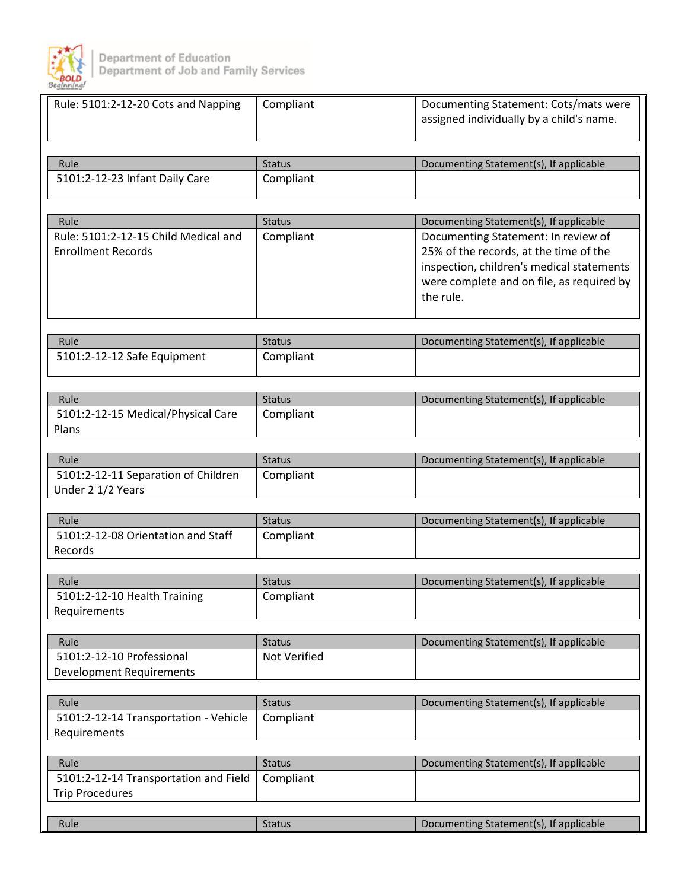| Rule: 5101:2-12-20 Cots and Napping | Compliant | Documenting Statement: Cots/mats were assigned individually by a child's name. |
|---|---|---|

| Rule | Status | Documenting Statement(s), If applicable |
|---|---|---|
| 5101:2-12-23 Infant Daily Care | Compliant | |

| Rule | Status | Documenting Statement(s), If applicable |
|---|---|---|
| Rule: 5101:2-12-15 Child Medical and Enrollment Records | Compliant | Documenting Statement: In review of 25% of the records, at the time of the inspection, children's medical statements were complete and on file, as required by the rule. |

| Rule | Status | Documenting Statement(s), If applicable |
|---|---|---|
| 5101:2-12-12 Safe Equipment | Compliant | |

| Rule | Status | Documenting Statement(s), If applicable |
|---|---|---|
| 5101:2-12-15 Medical/Physical Care Plans | Compliant | |

| Rule | Status | Documenting Statement(s), If applicable |
|---|---|---|
| 5101:2-12-11 Separation of Children Under 2 1/2 Years | Compliant | |

| Rule | Status | Documenting Statement(s), If applicable |
|---|---|---|
| 5101:2-12-08 Orientation and Staff Records | Compliant | |

| Rule | Status | Documenting Statement(s), If applicable |
|---|---|---|
| 5101:2-12-10 Health Training Requirements | Compliant | |

| Rule | Status | Documenting Statement(s), If applicable |
|---|---|---|
| 5101:2-12-10 Professional Development Requirements | Not Verified | |

| Rule | Status | Documenting Statement(s), If applicable |
|---|---|---|
| 5101:2-12-14 Transportation - Vehicle Requirements | Compliant | |

| Rule | Status | Documenting Statement(s), If applicable |
|---|---|---|
| 5101:2-12-14 Transportation and Field Trip Procedures | Compliant | |

| Rule | Status | Documenting Statement(s), If applicable |
|---|---|---|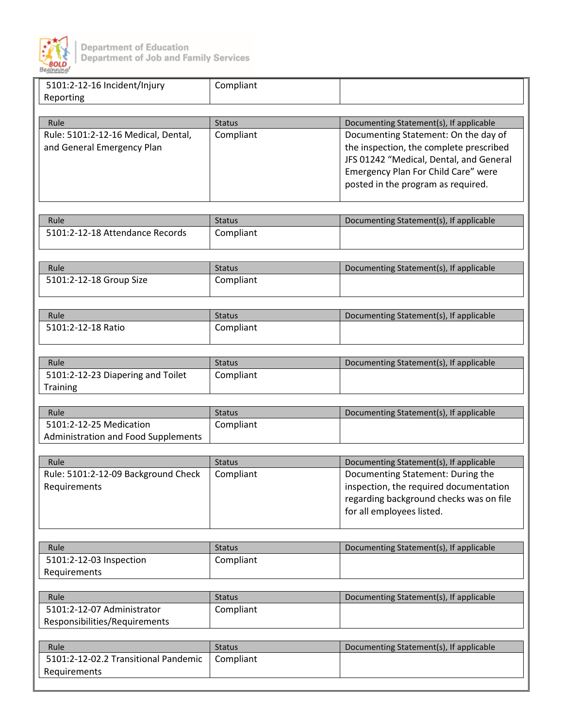| 5101:2-12-16 Incident/Injury Reporting | Compliant | |
|---|---|---|

| Rule | Status | Documenting Statement(s), If applicable |
|---|---|---|
| Rule: 5101:2-12-16 Medical, Dental, and General Emergency Plan | Compliant | Documenting Statement: On the day of the inspection, the complete prescribed JFS 01242 "Medical, Dental, and General Emergency Plan For Child Care" were posted in the program as required. |

| Rule | Status | Documenting Statement(s), If applicable |
|---|---|---|
| 5101:2-12-18 Attendance Records | Compliant | |

| Rule | Status | Documenting Statement(s), If applicable |
|---|---|---|
| 5101:2-12-18 Group Size | Compliant | |

| Rule | Status | Documenting Statement(s), If applicable |
|---|---|---|
| 5101:2-12-18 Ratio | Compliant | |

| Rule | Status | Documenting Statement(s), If applicable |
|---|---|---|
| 5101:2-12-23 Diapering and Toilet Training | Compliant | |

| Rule | Status | Documenting Statement(s), If applicable |
|---|---|---|
| 5101:2-12-25 Medication Administration and Food Supplements | Compliant | |

| Rule | Status | Documenting Statement(s), If applicable |
|---|---|---|
| Rule: 5101:2-12-09 Background Check Requirements | Compliant | Documenting Statement: During the inspection, the required documentation regarding background checks was on file for all employees listed. |

| Rule | Status | Documenting Statement(s), If applicable |
|---|---|---|
| 5101:2-12-03 Inspection Requirements | Compliant | |

| Rule | Status | Documenting Statement(s), If applicable |
|---|---|---|
| 5101:2-12-07 Administrator Responsibilities/Requirements | Compliant | |

| Rule | Status | Documenting Statement(s), If applicable |
|---|---|---|
| 5101:2-12-02.2 Transitional Pandemic Requirements | Compliant | |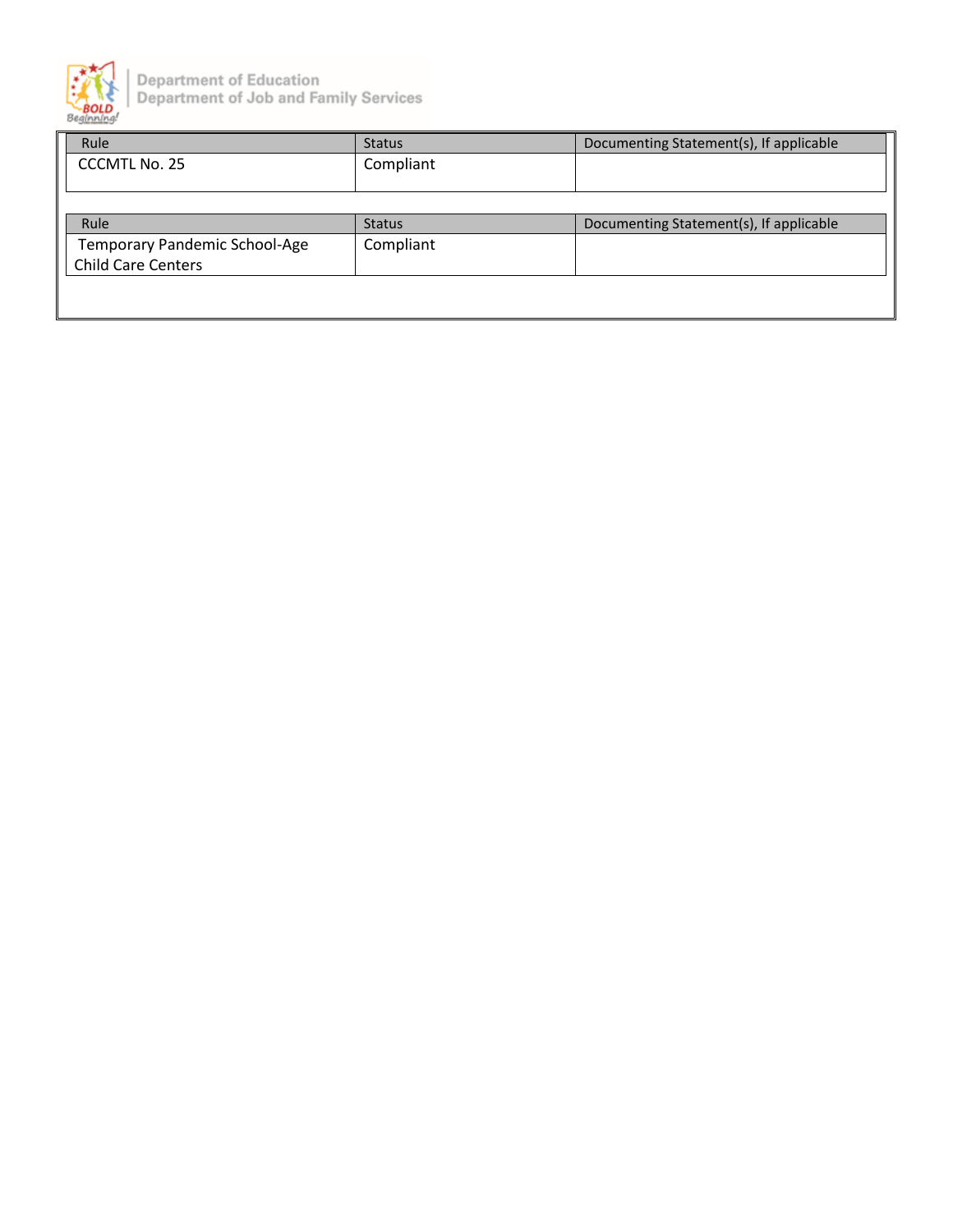| Rule | Status | Documenting Statement(s), If applicable |
| --- | --- | --- |
| CCCMTL No. 25 | Compliant | |

| Rule | Status | Documenting Statement(s), If applicable |
| --- | --- | --- |
| Temporary Pandemic School-Age Child Care Centers | Compliant | |